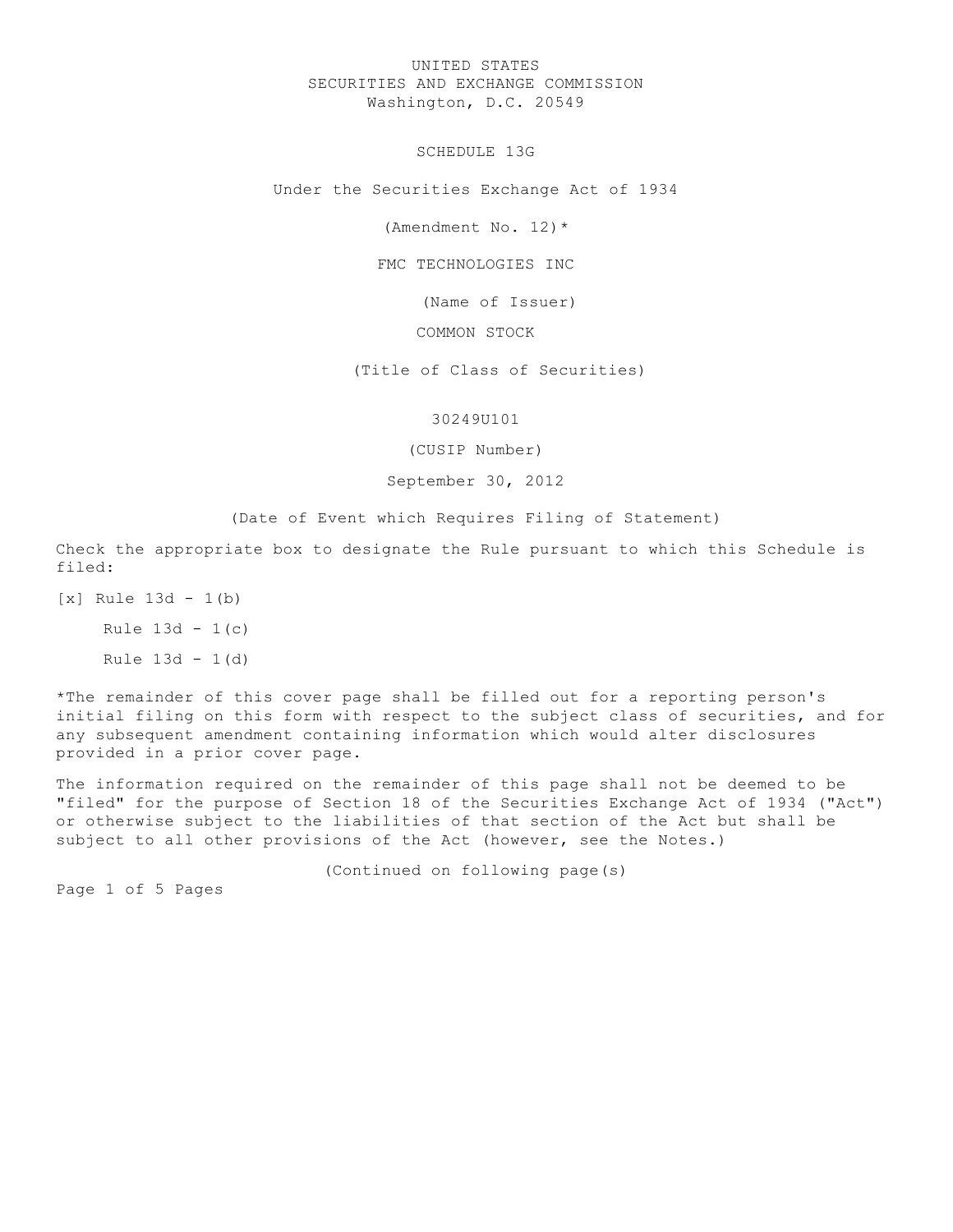UNITED STATES
SECURITIES AND EXCHANGE COMMISSION
Washington, D.C. 20549

# SCHEDULE 13G

Under the Securities Exchange Act of 1934

(Amendment No. 12)*

FMC TECHNOLOGIES INC

(Name of Issuer)

COMMON STOCK

(Title of Class of Securities)

30249U101

(CUSIP Number)

September 30, 2012

(Date of Event which Requires Filing of Statement)

Check the appropriate box to designate the Rule pursuant to which this Schedule is filed:

[x] Rule 13d - 1(b)

Rule 13d - 1(c)

Rule 13d - 1(d)

*The remainder of this cover page shall be filled out for a reporting person's initial filing on this form with respect to the subject class of securities, and for any subsequent amendment containing information which would alter disclosures provided in a prior cover page.

The information required on the remainder of this page shall not be deemed to be "filed" for the purpose of Section 18 of the Securities Exchange Act of 1934 ("Act") or otherwise subject to the liabilities of that section of the Act but shall be subject to all other provisions of the Act (however, see the Notes.)

(Continued on following page(s)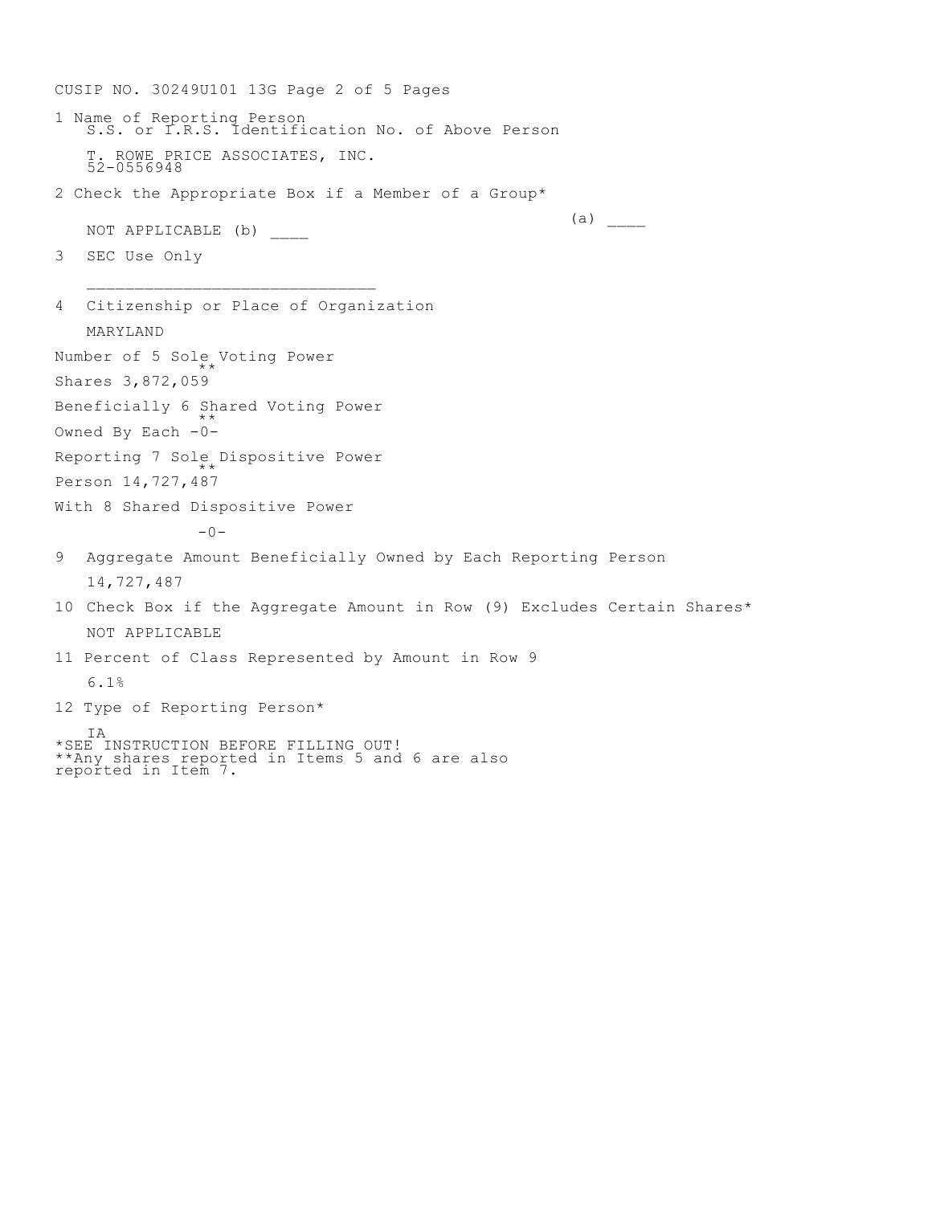CUSIP NO. 30249U101 13G

1 Name of Reporting Person
S.S. or I.R.S. Identification No. of Above Person

T. ROWE PRICE ASSOCIATES, INC.
52-0556948

2 Check the Appropriate Box if a Member of a Group*

NOT APPLICABLE (a) ____ (b) ____

3 SEC Use Only

____________________________

4 Citizenship or Place of Organization

MARYLAND

| | | |
|---|---|---|
| Number of Shares Beneficially Owned By Each Reporting Person With | 5 Sole Voting Power ** | 3,872,059 |
| | 6 Shared Voting Power ** | -0- |
| | 7 Sole Dispositive Power ** | 14,727,487 |
| | 8 Shared Dispositive Power | -0- |

9 Aggregate Amount Beneficially Owned by Each Reporting Person

14,727,487

10 Check Box if the Aggregate Amount in Row (9) Excludes Certain Shares*

NOT APPLICABLE

11 Percent of Class Represented by Amount in Row 9

6.1%

12 Type of Reporting Person*

IA

*SEE INSTRUCTION BEFORE FILLING OUT!
**Any shares reported in Items 5 and 6 are also reported in Item 7.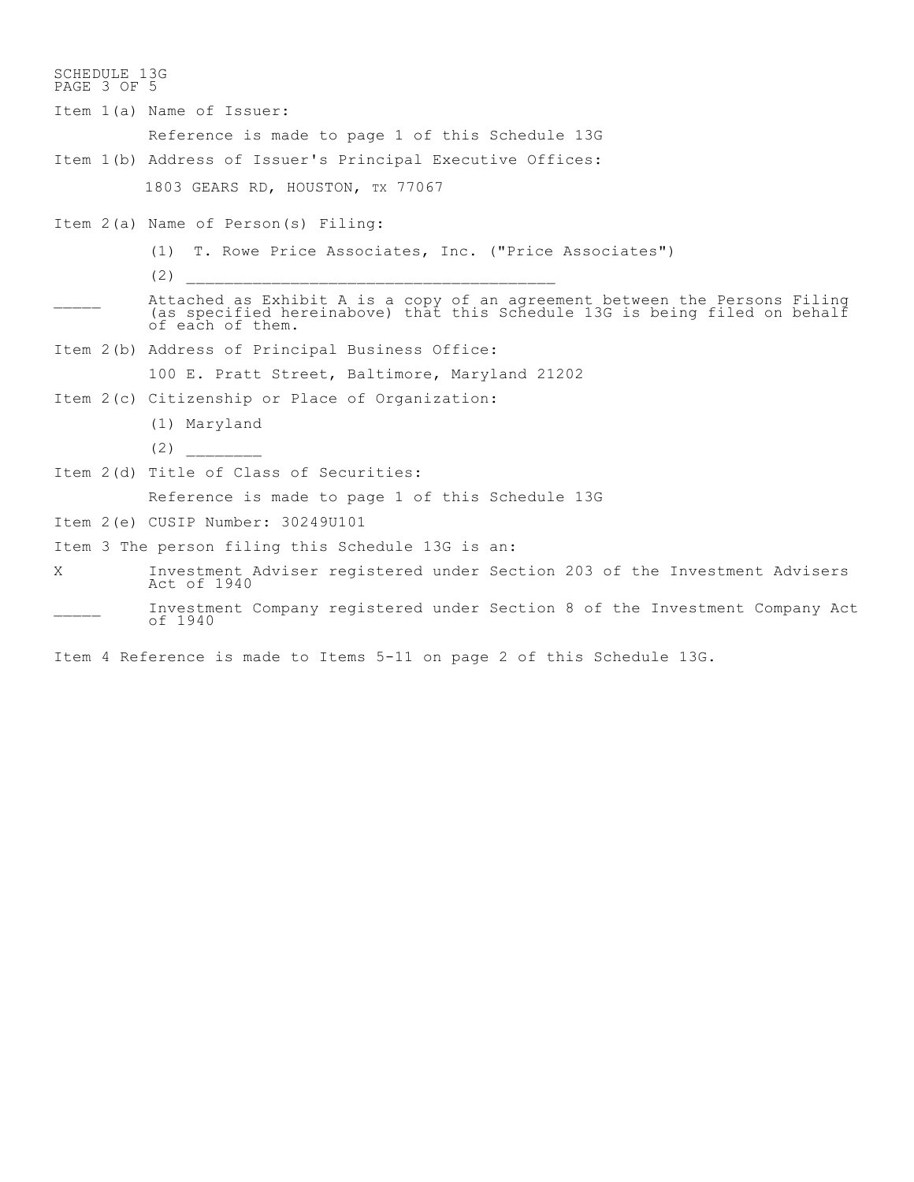SCHEDULE 13G

Item 1(a) Name of Issuer:

Reference is made to page 1 of this Schedule 13G

Item 1(b) Address of Issuer's Principal Executive Offices:

1803 GEARS RD, HOUSTON, TX 77067

Item 2(a) Name of Person(s) Filing:

(1) T. Rowe Price Associates, Inc. ("Price Associates")

(2) _____________________________________

_____ Attached as Exhibit A is a copy of an agreement between the Persons Filing (as specified hereinabove) that this Schedule 13G is being filed on behalf of each of them.

Item 2(b) Address of Principal Business Office:

100 E. Pratt Street, Baltimore, Maryland 21202

Item 2(c) Citizenship or Place of Organization:

(1) Maryland

(2) ________

Item 2(d) Title of Class of Securities:

Reference is made to page 1 of this Schedule 13G

Item 2(e) CUSIP Number: 30249U101

Item 3 The person filing this Schedule 13G is an:

X Investment Adviser registered under Section 203 of the Investment Advisers Act of 1940

_____ Investment Company registered under Section 8 of the Investment Company Act of 1940

Item 4 Reference is made to Items 5-11 on page 2 of this Schedule 13G.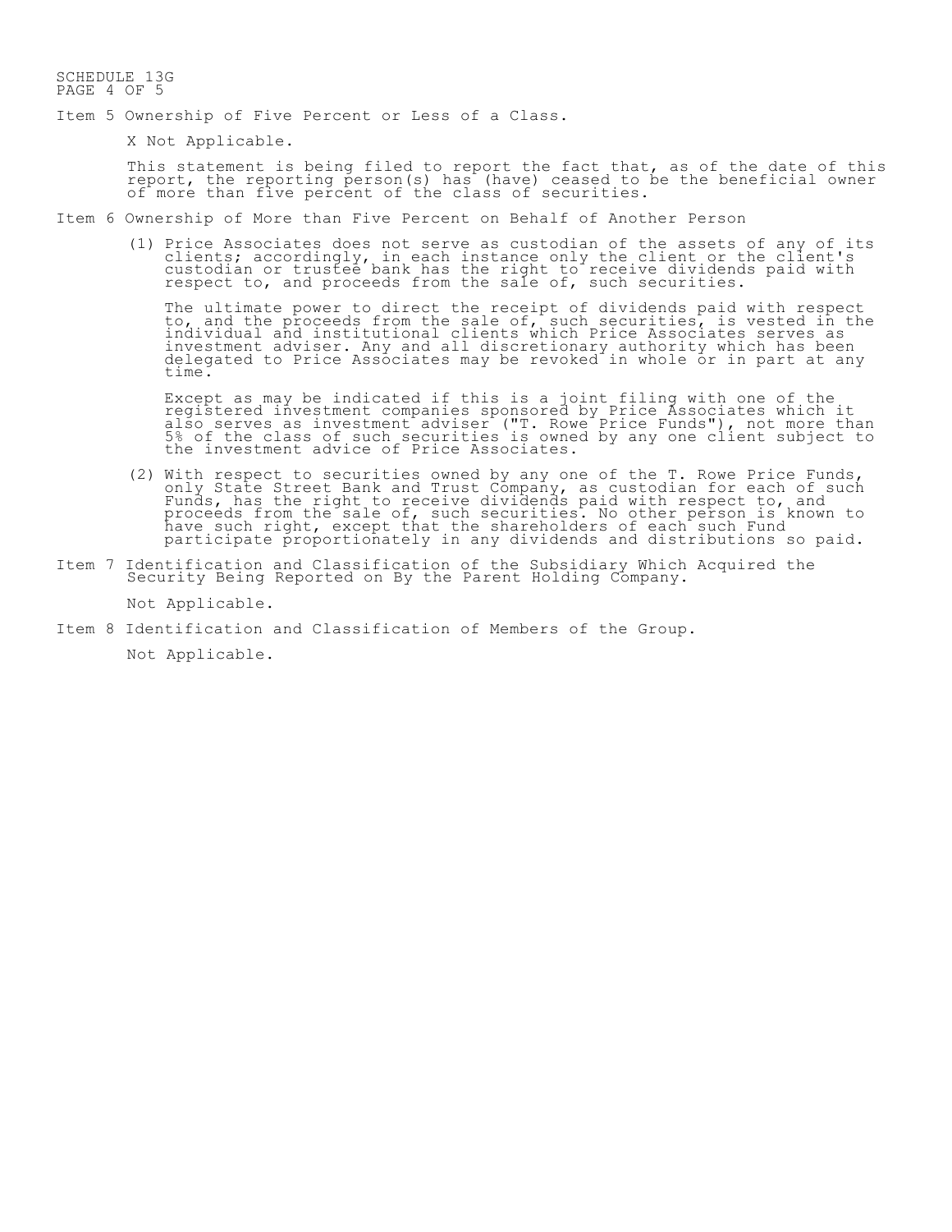SCHEDULE 13G

Item 5 Ownership of Five Percent or Less of a Class.

X Not Applicable.

This statement is being filed to report the fact that, as of the date of this report, the reporting person(s) has (have) ceased to be the beneficial owner of more than five percent of the class of securities.

Item 6 Ownership of More than Five Percent on Behalf of Another Person

(1) Price Associates does not serve as custodian of the assets of any of its clients; accordingly, in each instance only the client or the client's custodian or trustee bank has the right to receive dividends paid with respect to, and proceeds from the sale of, such securities.

The ultimate power to direct the receipt of dividends paid with respect to, and the proceeds from the sale of, such securities, is vested in the individual and institutional clients which Price Associates serves as investment adviser. Any and all discretionary authority which has been delegated to Price Associates may be revoked in whole or in part at any time.

Except as may be indicated if this is a joint filing with one of the registered investment companies sponsored by Price Associates which it also serves as investment adviser ("T. Rowe Price Funds"), not more than 5% of the class of such securities is owned by any one client subject to the investment advice of Price Associates.

(2) With respect to securities owned by any one of the T. Rowe Price Funds, only State Street Bank and Trust Company, as custodian for each of such Funds, has the right to receive dividends paid with respect to, and proceeds from the sale of, such securities. No other person is known to have such right, except that the shareholders of each such Fund participate proportionately in any dividends and distributions so paid.

Item 7 Identification and Classification of the Subsidiary Which Acquired the Security Being Reported on By the Parent Holding Company.

Not Applicable.

Item 8 Identification and Classification of Members of the Group.

Not Applicable.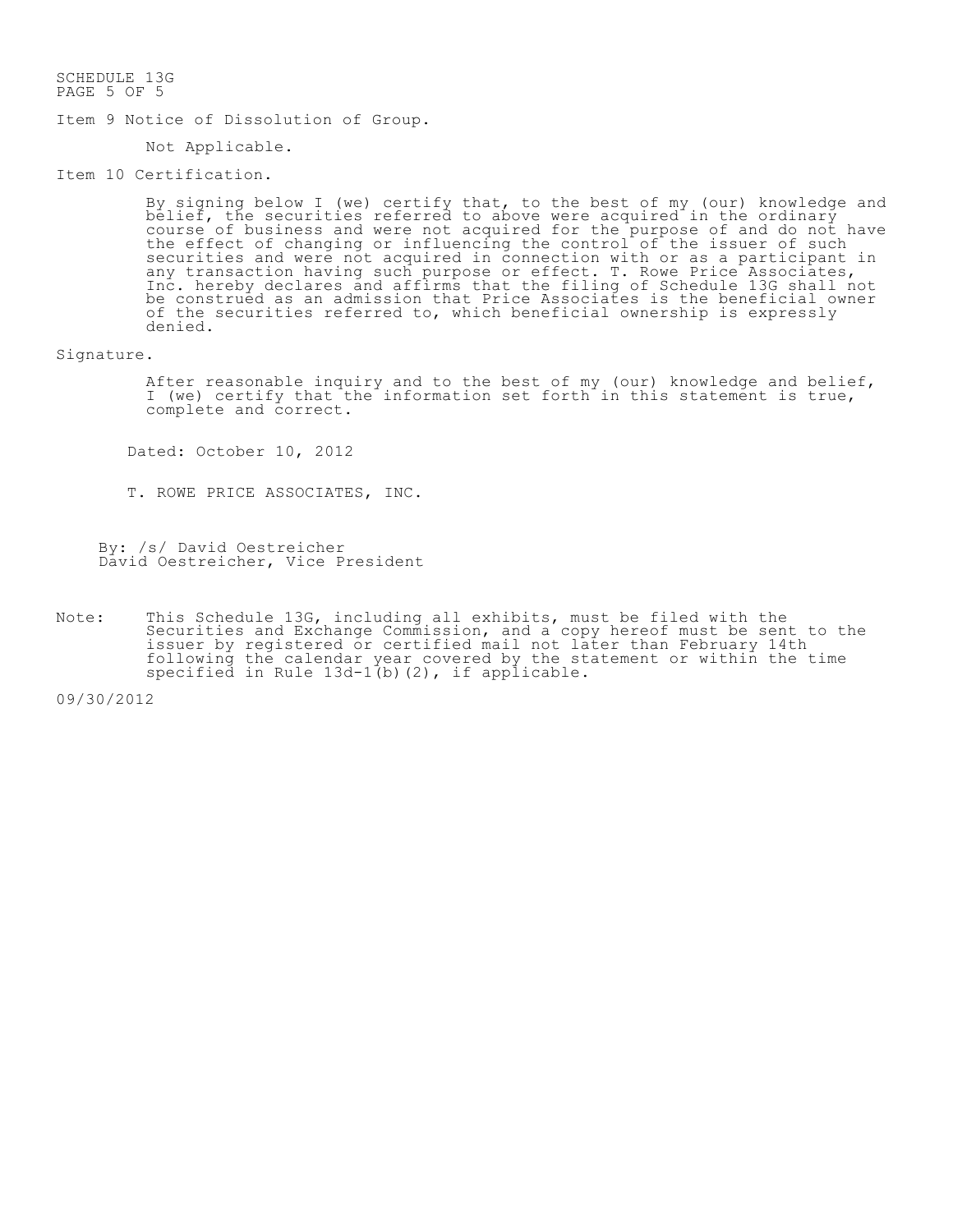SCHEDULE 13G
PAGE 5 OF 5

Item 9 Notice of Dissolution of Group.

Not Applicable.

Item 10 Certification.

By signing below I (we) certify that, to the best of my (our) knowledge and belief, the securities referred to above were acquired in the ordinary course of business and were not acquired for the purpose of and do not have the effect of changing or influencing the control of the issuer of such securities and were not acquired in connection with or as a participant in any transaction having such purpose or effect. T. Rowe Price Associates, Inc. hereby declares and affirms that the filing of Schedule 13G shall not be construed as an admission that Price Associates is the beneficial owner of the securities referred to, which beneficial ownership is expressly denied.

Signature.

After reasonable inquiry and to the best of my (our) knowledge and belief, I (we) certify that the information set forth in this statement is true, complete and correct.

Dated: October 10, 2012

T. ROWE PRICE ASSOCIATES, INC.

By: /s/ David Oestreicher
David Oestreicher, Vice President

Note: This Schedule 13G, including all exhibits, must be filed with the Securities and Exchange Commission, and a copy hereof must be sent to the issuer by registered or certified mail not later than February 14th following the calendar year covered by the statement or within the time specified in Rule 13d-1(b)(2), if applicable.

09/30/2012